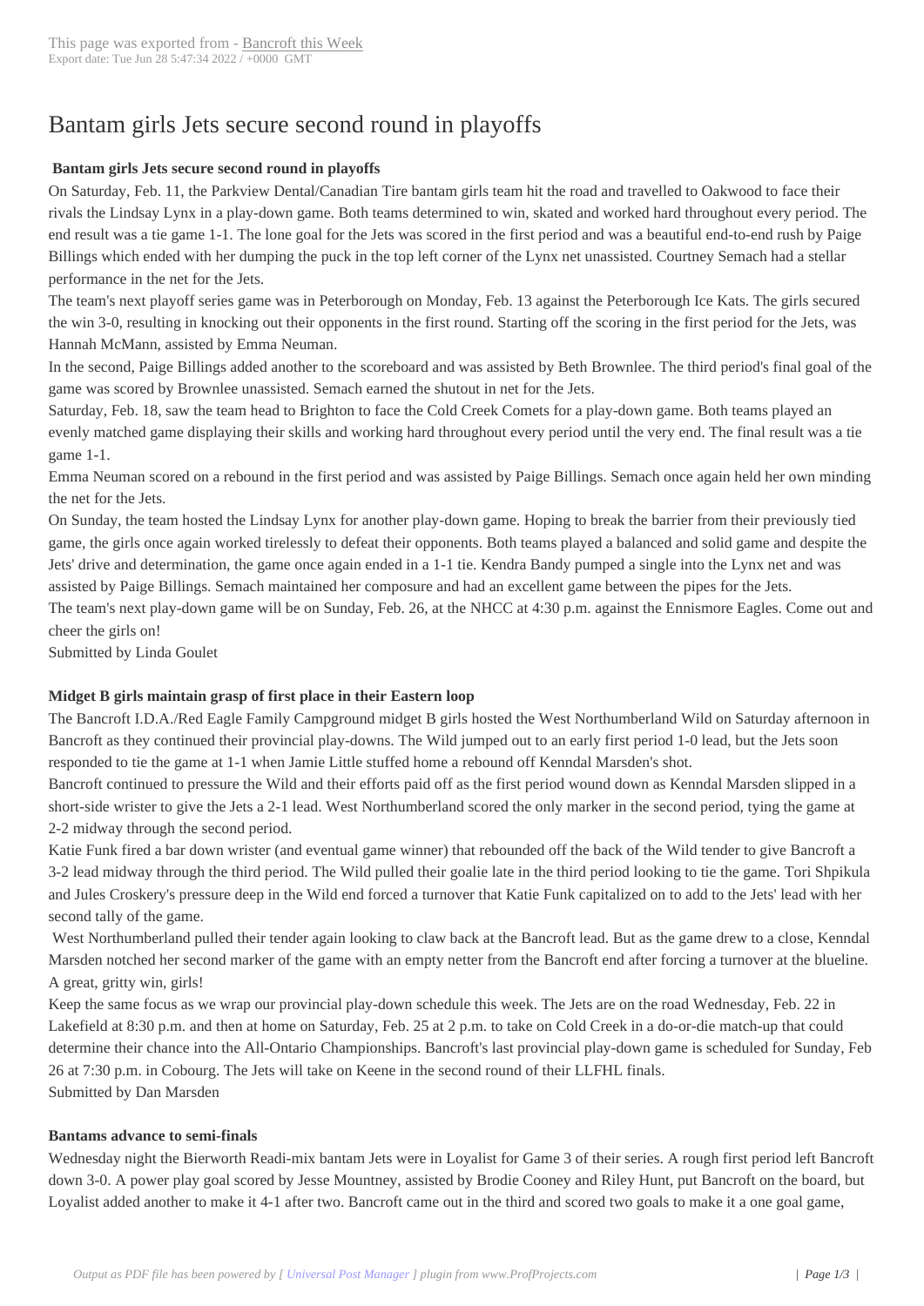# Bantam girls Jets secure second round in playoffs

**Bantam girls Jets secure second round in playoffs**

On Saturday, Feb. 11, the Parkview Dental/Canadian Tire bantam girls team hit the road and travelled to Oakwood to face their rivals the Lindsay Lynx in a play-down game. Both teams determined to win, skated and worked hard throughout every period. The end result was a tie game 1-1. The lone goal for the Jets was scored in the first period and was a beautiful end-to-end rush by Paige Billings which ended with her dumping the puck in the top left corner of the Lynx net unassisted. Courtney Semach had a stellar performance in the net for the Jets.

The team's next playoff series game was in Peterborough on Monday, Feb. 13 against the Peterborough Ice Kats. The girls secured the win 3-0, resulting in knocking out their opponents in the first round. Starting off the scoring in the first period for the Jets, was Hannah McMann, assisted by Emma Neuman.

In the second, Paige Billings added another to the scoreboard and was assisted by Beth Brownlee. The third period's final goal of the game was scored by Brownlee unassisted. Semach earned the shutout in net for the Jets.

Saturday, Feb. 18, saw the team head to Brighton to face the Cold Creek Comets for a play-down game. Both teams played an evenly matched game displaying their skills and working hard throughout every period until the very end. The final result was a tie game 1-1.

Emma Neuman scored on a rebound in the first period and was assisted by Paige Billings. Semach once again held her own minding the net for the Jets.

On Sunday, the team hosted the Lindsay Lynx for another play-down game. Hoping to break the barrier from their previously tied game, the girls once again worked tirelessly to defeat their opponents. Both teams played a balanced and solid game and despite the Jets' drive and determination, the game once again ended in a 1-1 tie. Kendra Bandy pumped a single into the Lynx net and was assisted by Paige Billings. Semach maintained her composure and had an excellent game between the pipes for the Jets.

The team's next play-down game will be on Sunday, Feb. 26, at the NHCC at 4:30 p.m. against the Ennismore Eagles. Come out and cheer the girls on!

Submitted by Linda Goulet

**Midget B girls maintain grasp of first place in their Eastern loop**

The Bancroft I.D.A./Red Eagle Family Campground midget B girls hosted the West Northumberland Wild on Saturday afternoon in Bancroft as they continued their provincial play-downs. The Wild jumped out to an early first period 1-0 lead, but the Jets soon responded to tie the game at 1-1 when Jamie Little stuffed home a rebound off Kenndal Marsden's shot.

Bancroft continued to pressure the Wild and their efforts paid off as the first period wound down as Kenndal Marsden slipped in a short-side wrister to give the Jets a 2-1 lead. West Northumberland scored the only marker in the second period, tying the game at 2-2 midway through the second period.

Katie Funk fired a bar down wrister (and eventual game winner) that rebounded off the back of the Wild tender to give Bancroft a 3-2 lead midway through the third period. The Wild pulled their goalie late in the third period looking to tie the game. Tori Shpikula and Jules Croskery's pressure deep in the Wild end forced a turnover that Katie Funk capitalized on to add to the Jets' lead with her second tally of the game.

West Northumberland pulled their tender again looking to claw back at the Bancroft lead. But as the game drew to a close, Kenndal Marsden notched her second marker of the game with an empty netter from the Bancroft end after forcing a turnover at the blueline. A great, gritty win, girls!

Keep the same focus as we wrap our provincial play-down schedule this week. The Jets are on the road Wednesday, Feb. 22 in Lakefield at 8:30 p.m. and then at home on Saturday, Feb. 25 at 2 p.m. to take on Cold Creek in a do-or-die match-up that could determine their chance into the All-Ontario Championships. Bancroft's last provincial play-down game is scheduled for Sunday, Feb 26 at 7:30 p.m. in Cobourg. The Jets will take on Keene in the second round of their LLFHL finals.

Submitted by Dan Marsden

**Bantams advance to semi-finals**

Wednesday night the Bierworth Readi-mix bantam Jets were in Loyalist for Game 3 of their series. A rough first period left Bancroft down 3-0. A power play goal scored by Jesse Mountney, assisted by Brodie Cooney and Riley Hunt, put Bancroft on the board, but Loyalist added another to make it 4-1 after two. Bancroft came out in the third and scored two goals to make it a one goal game,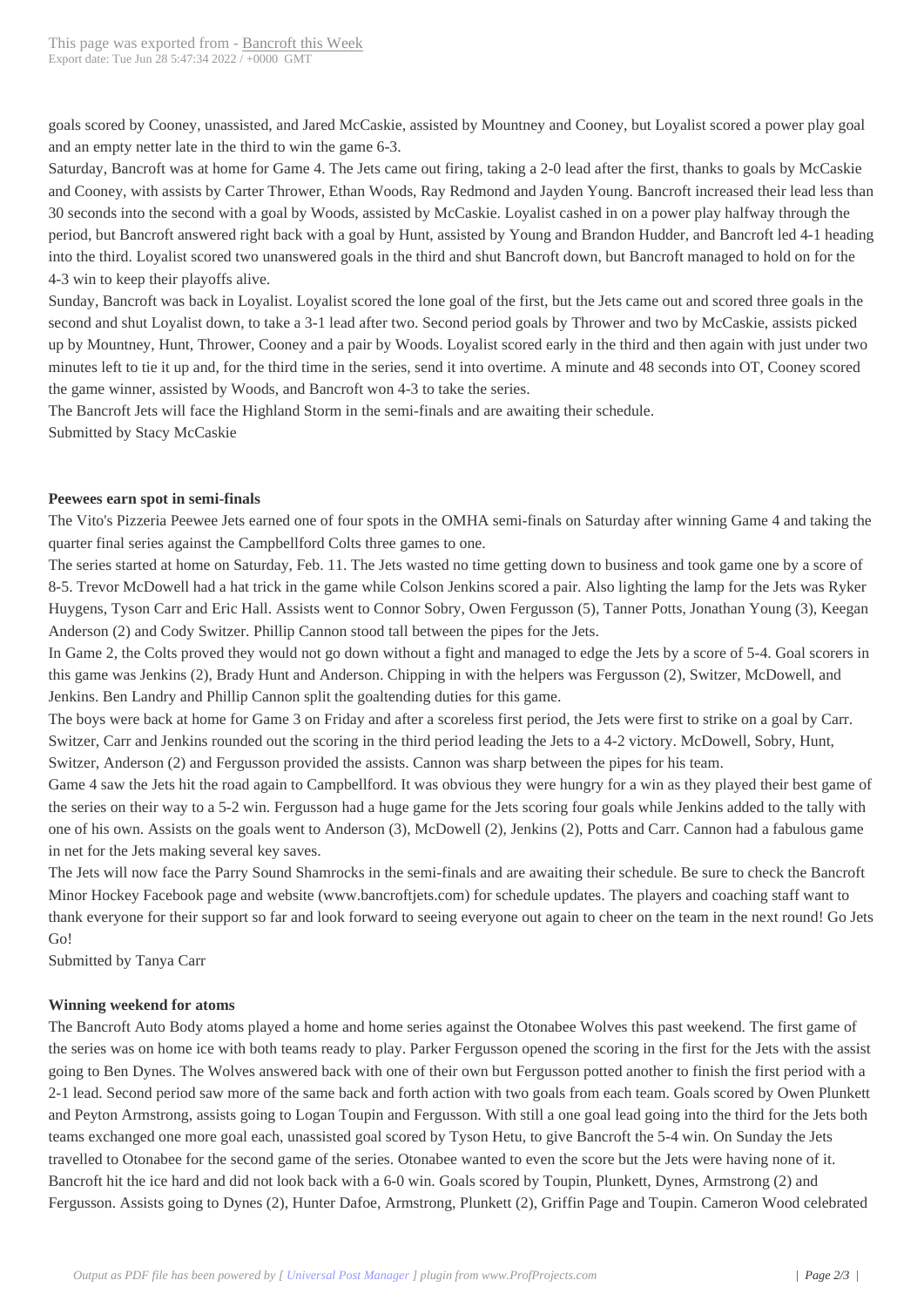goals scored by Cooney, unassisted, and Jared McCaskie, assisted by Mountney and Cooney, but Loyalist scored a power play goal and an empty netter late in the third to win the game 6-3.

Saturday, Bancroft was at home for Game 4. The Jets came out firing, taking a 2-0 lead after the first, thanks to goals by McCaskie and Cooney, with assists by Carter Thrower, Ethan Woods, Ray Redmond and Jayden Young. Bancroft increased their lead less than 30 seconds into the second with a goal by Woods, assisted by McCaskie. Loyalist cashed in on a power play halfway through the period, but Bancroft answered right back with a goal by Hunt, assisted by Young and Brandon Hudder, and Bancroft led 4-1 heading into the third. Loyalist scored two unanswered goals in the third and shut Bancroft down, but Bancroft managed to hold on for the 4-3 win to keep their playoffs alive.

Sunday, Bancroft was back in Loyalist. Loyalist scored the lone goal of the first, but the Jets came out and scored three goals in the second and shut Loyalist down, to take a 3-1 lead after two. Second period goals by Thrower and two by McCaskie, assists picked up by Mountney, Hunt, Thrower, Cooney and a pair by Woods. Loyalist scored early in the third and then again with just under two minutes left to tie it up and, for the third time in the series, send it into overtime. A minute and 48 seconds into OT, Cooney scored the game winner, assisted by Woods, and Bancroft won 4-3 to take the series.

The Bancroft Jets will face the Highland Storm in the semi-finals and are awaiting their schedule.

Submitted by Stacy McCaskie

**Peewees earn spot in semi-finals**

The Vito's Pizzeria Peewee Jets earned one of four spots in the OMHA semi-finals on Saturday after winning Game 4 and taking the quarter final series against the Campbellford Colts three games to one.

The series started at home on Saturday, Feb. 11. The Jets wasted no time getting down to business and took game one by a score of 8-5. Trevor McDowell had a hat trick in the game while Colson Jenkins scored a pair. Also lighting the lamp for the Jets was Ryker Huygens, Tyson Carr and Eric Hall. Assists went to Connor Sobry, Owen Fergusson (5), Tanner Potts, Jonathan Young (3), Keegan Anderson (2) and Cody Switzer. Phillip Cannon stood tall between the pipes for the Jets.

In Game 2, the Colts proved they would not go down without a fight and managed to edge the Jets by a score of 5-4. Goal scorers in this game was Jenkins (2), Brady Hunt and Anderson. Chipping in with the helpers was Fergusson (2), Switzer, McDowell, and Jenkins. Ben Landry and Phillip Cannon split the goaltending duties for this game.

The boys were back at home for Game 3 on Friday and after a scoreless first period, the Jets were first to strike on a goal by Carr. Switzer, Carr and Jenkins rounded out the scoring in the third period leading the Jets to a 4-2 victory. McDowell, Sobry, Hunt, Switzer, Anderson (2) and Fergusson provided the assists. Cannon was sharp between the pipes for his team.

Game 4 saw the Jets hit the road again to Campbellford. It was obvious they were hungry for a win as they played their best game of the series on their way to a 5-2 win. Fergusson had a huge game for the Jets scoring four goals while Jenkins added to the tally with one of his own. Assists on the goals went to Anderson (3), McDowell (2), Jenkins (2), Potts and Carr. Cannon had a fabulous game in net for the Jets making several key saves.

The Jets will now face the Parry Sound Shamrocks in the semi-finals and are awaiting their schedule. Be sure to check the Bancroft Minor Hockey Facebook page and website (www.bancroftjets.com) for schedule updates. The players and coaching staff want to thank everyone for their support so far and look forward to seeing everyone out again to cheer on the team in the next round! Go Jets Go!

Submitted by Tanya Carr

**Winning weekend for atoms**

The Bancroft Auto Body atoms played a home and home series against the Otonabee Wolves this past weekend. The first game of the series was on home ice with both teams ready to play. Parker Fergusson opened the scoring in the first for the Jets with the assist going to Ben Dynes. The Wolves answered back with one of their own but Fergusson potted another to finish the first period with a 2-1 lead. Second period saw more of the same back and forth action with two goals from each team. Goals scored by Owen Plunkett and Peyton Armstrong, assists going to Logan Toupin and Fergusson. With still a one goal lead going into the third for the Jets both teams exchanged one more goal each, unassisted goal scored by Tyson Hetu, to give Bancroft the 5-4 win. On Sunday the Jets travelled to Otonabee for the second game of the series. Otonabee wanted to even the score but the Jets were having none of it. Bancroft hit the ice hard and did not look back with a 6-0 win. Goals scored by Toupin, Plunkett, Dynes, Armstrong (2) and Fergusson. Assists going to Dynes (2), Hunter Dafoe, Armstrong, Plunkett (2), Griffin Page and Toupin. Cameron Wood celebrated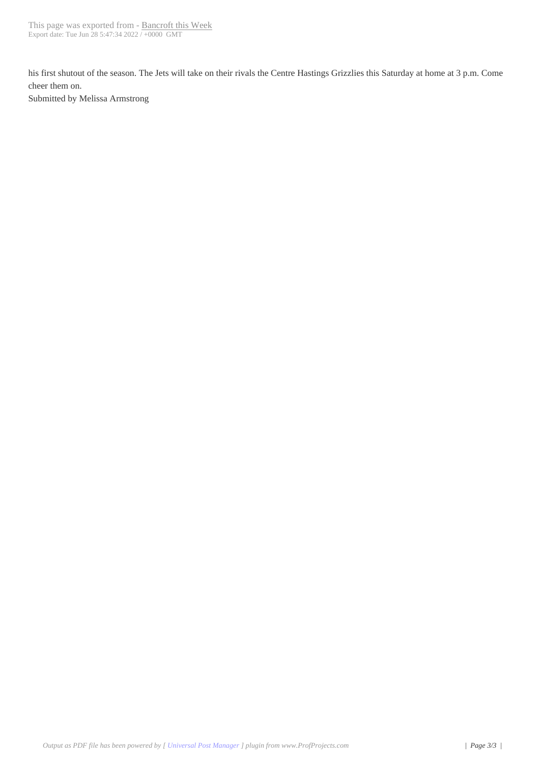his first shutout of the season. The Jets will take on their rivals the Centre Hastings Grizzlies this Saturday at home at 3 p.m. Come cheer them on.

Submitted by Melissa Armstrong